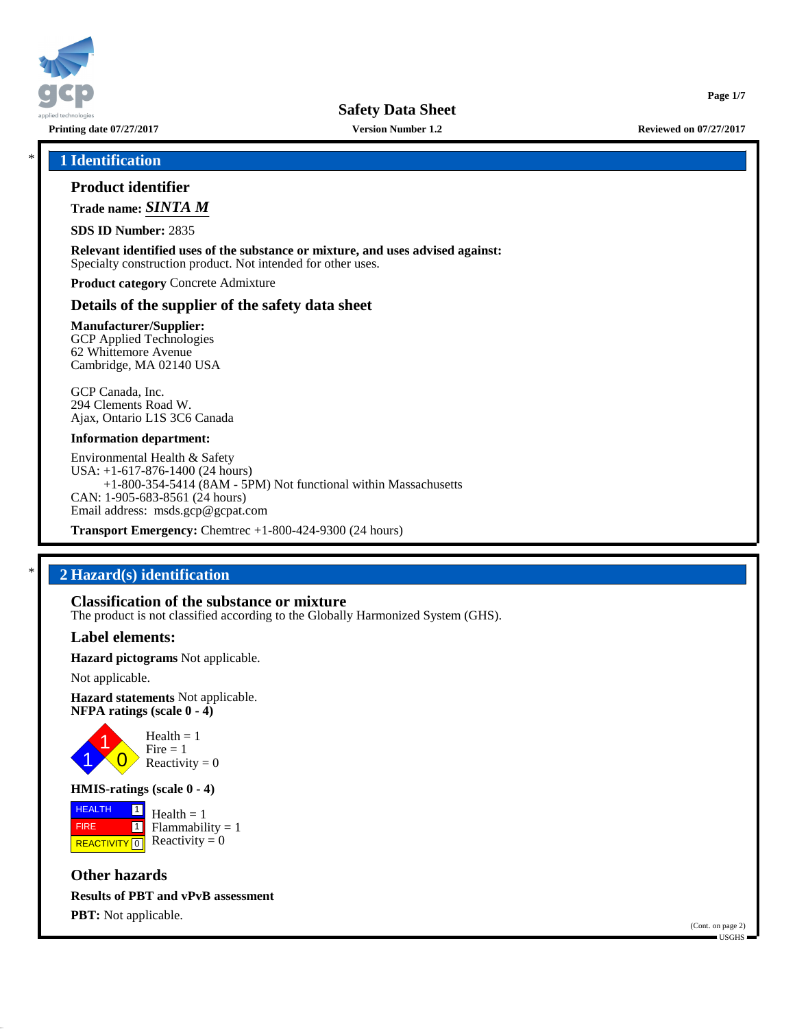# Safety Data Sheet

**Printing date 07/27/2017** **Version Number 1.2** **Reviewed on 07/27/2017**

## * 1 Identification

### Product identifier

**Trade name:** ***SINTA M***

**SDS ID Number:** 2835

**Relevant identified uses of the substance or mixture, and uses advised against:**
Specialty construction product. Not intended for other uses.

**Product category** Concrete Admixture

### Details of the supplier of the safety data sheet

**Manufacturer/Supplier:**
GCP Applied Technologies
62 Whittemore Avenue
Cambridge, MA 02140 USA

GCP Canada, Inc.
294 Clements Road W.
Ajax, Ontario L1S 3C6 Canada

**Information department:**

Environmental Health & Safety
USA: +1-617-876-1400 (24 hours)
+1-800-354-5414 (8AM - 5PM) Not functional within Massachusetts
CAN: 1-905-683-8561 (24 hours)
Email address: msds.gcp@gcpat.com

**Transport Emergency:** Chemtrec +1-800-424-9300 (24 hours)

## * 2 Hazard(s) identification

### Classification of the substance or mixture

The product is not classified according to the Globally Harmonized System (GHS).

### Label elements:

**Hazard pictograms** Not applicable.

Not applicable.

**Hazard statements** Not applicable.

**NFPA ratings (scale 0 - 4)**

Health = 1
Fire = 1
Reactivity = 0

**HMIS-ratings (scale 0 - 4)**

| | |
|---|---|
| HEALTH | 1 |
| FIRE | 1 |
| REACTIVITY | 0 |

Health = 1
Flammability = 1
Reactivity = 0

### Other hazards

**Results of PBT and vPvB assessment**

**PBT:** Not applicable.

(Cont. on page 2)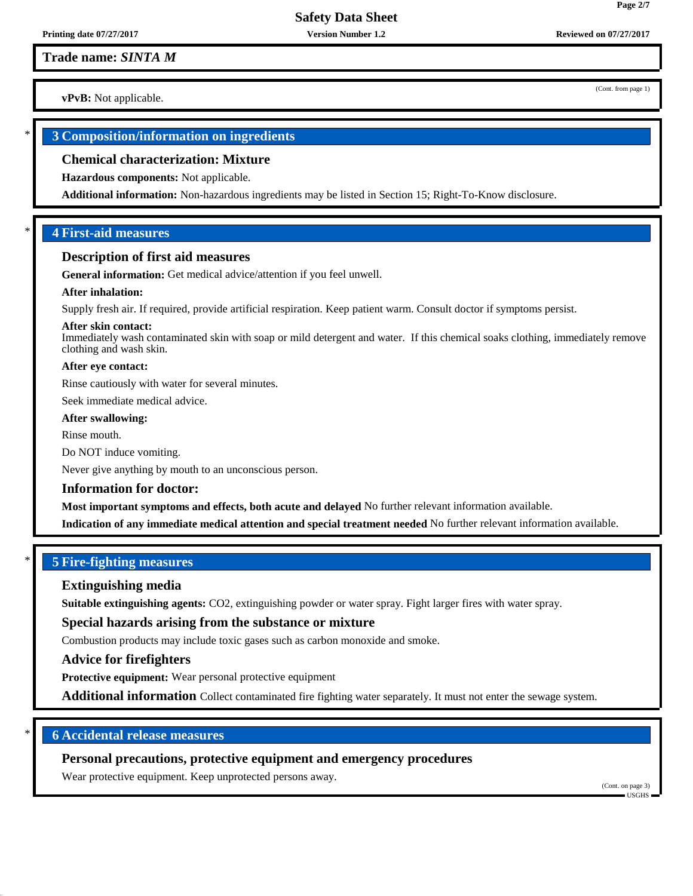Trade name: *SINTA M*

(Cont. from page 1)

**vPvB:** Not applicable.

## 3 Composition/information on ingredients

### Chemical characterization: Mixture

**Hazardous components:** Not applicable.

**Additional information:** Non-hazardous ingredients may be listed in Section 15; Right-To-Know disclosure.

## 4 First-aid measures

### Description of first aid measures

**General information:** Get medical advice/attention if you feel unwell.

**After inhalation:**

Supply fresh air. If required, provide artificial respiration. Keep patient warm. Consult doctor if symptoms persist.

**After skin contact:**
Immediately wash contaminated skin with soap or mild detergent and water. If this chemical soaks clothing, immediately remove clothing and wash skin.

**After eye contact:**

Rinse cautiously with water for several minutes.

Seek immediate medical advice.

**After swallowing:**

Rinse mouth.

Do NOT induce vomiting.

Never give anything by mouth to an unconscious person.

### Information for doctor:

**Most important symptoms and effects, both acute and delayed** No further relevant information available.

**Indication of any immediate medical attention and special treatment needed** No further relevant information available.

## 5 Fire-fighting measures

### Extinguishing media

**Suitable extinguishing agents:** $CO_2$, extinguishing powder or water spray. Fight larger fires with water spray.

### Special hazards arising from the substance or mixture

Combustion products may include toxic gases such as carbon monoxide and smoke.

### Advice for firefighters

**Protective equipment:** Wear personal protective equipment

**Additional information** Collect contaminated fire fighting water separately. It must not enter the sewage system.

## 6 Accidental release measures

### Personal precautions, protective equipment and emergency procedures

Wear protective equipment. Keep unprotected persons away.

(Cont. on page 3)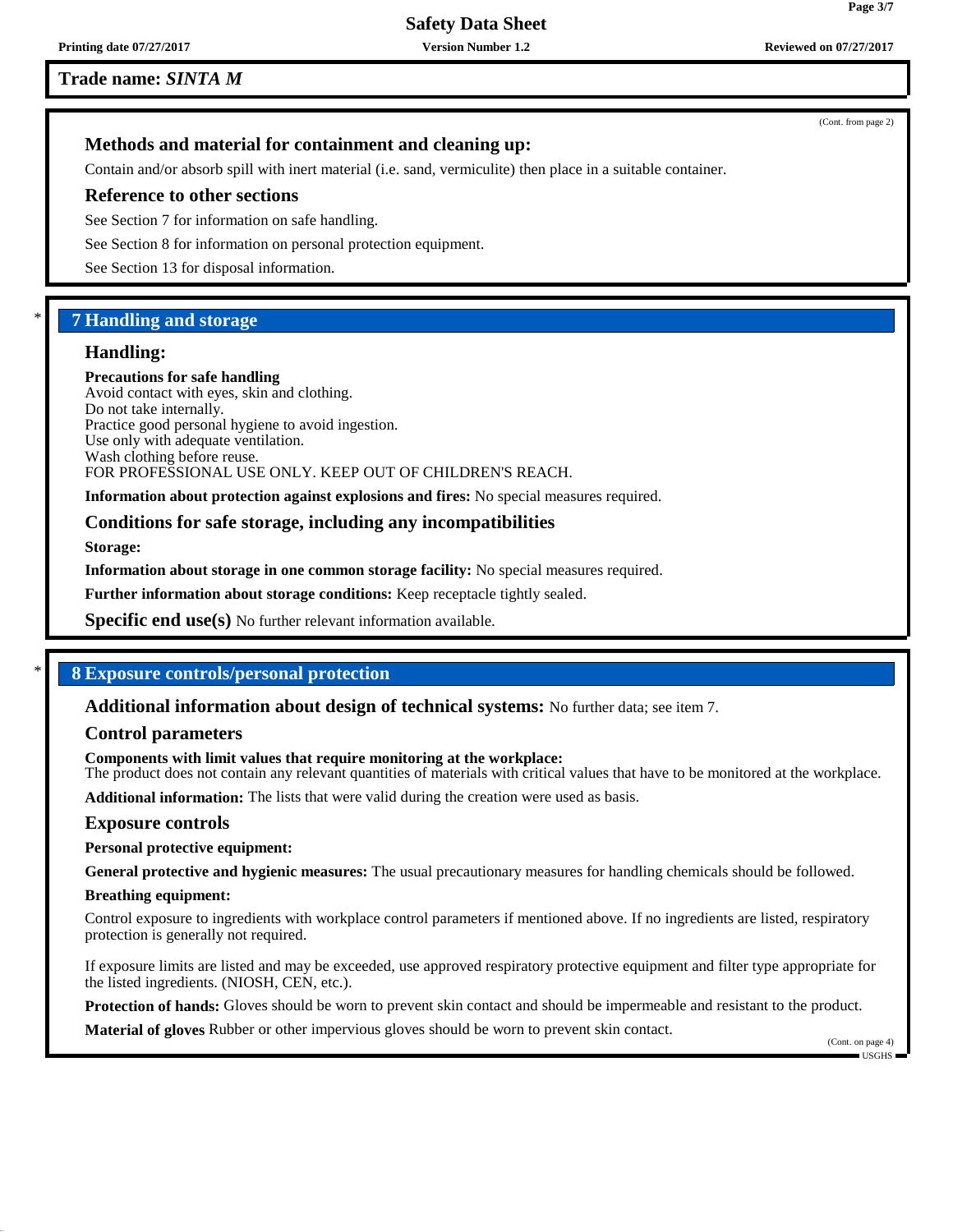**Trade name: *SINTA M***

(Cont. from page 2)

### Methods and material for containment and cleaning up:

Contain and/or absorb spill with inert material (i.e. sand, vermiculite) then place in a suitable container.

### Reference to other sections

See Section 7 for information on safe handling.

See Section 8 for information on personal protection equipment.

See Section 13 for disposal information.

## * 7 Handling and storage

### Handling:

**Precautions for safe handling**
Avoid contact with eyes, skin and clothing.
Do not take internally.
Practice good personal hygiene to avoid ingestion.
Use only with adequate ventilation.
Wash clothing before reuse.
FOR PROFESSIONAL USE ONLY. KEEP OUT OF CHILDREN'S REACH.

**Information about protection against explosions and fires:** No special measures required.

### Conditions for safe storage, including any incompatibilities

**Storage:**

**Information about storage in one common storage facility:** No special measures required.

**Further information about storage conditions:** Keep receptacle tightly sealed.

**Specific end use(s)** No further relevant information available.

## * 8 Exposure controls/personal protection

**Additional information about design of technical systems:** No further data; see item 7.

### Control parameters

**Components with limit values that require monitoring at the workplace:**
The product does not contain any relevant quantities of materials with critical values that have to be monitored at the workplace.

**Additional information:** The lists that were valid during the creation were used as basis.

### Exposure controls

**Personal protective equipment:**

**General protective and hygienic measures:** The usual precautionary measures for handling chemicals should be followed.

**Breathing equipment:**

Control exposure to ingredients with workplace control parameters if mentioned above. If no ingredients are listed, respiratory protection is generally not required.

If exposure limits are listed and may be exceeded, use approved respiratory protective equipment and filter type appropriate for the listed ingredients. (NIOSH, CEN, etc.).

**Protection of hands:** Gloves should be worn to prevent skin contact and should be impermeable and resistant to the product.

**Material of gloves** Rubber or other impervious gloves should be worn to prevent skin contact.

(Cont. on page 4)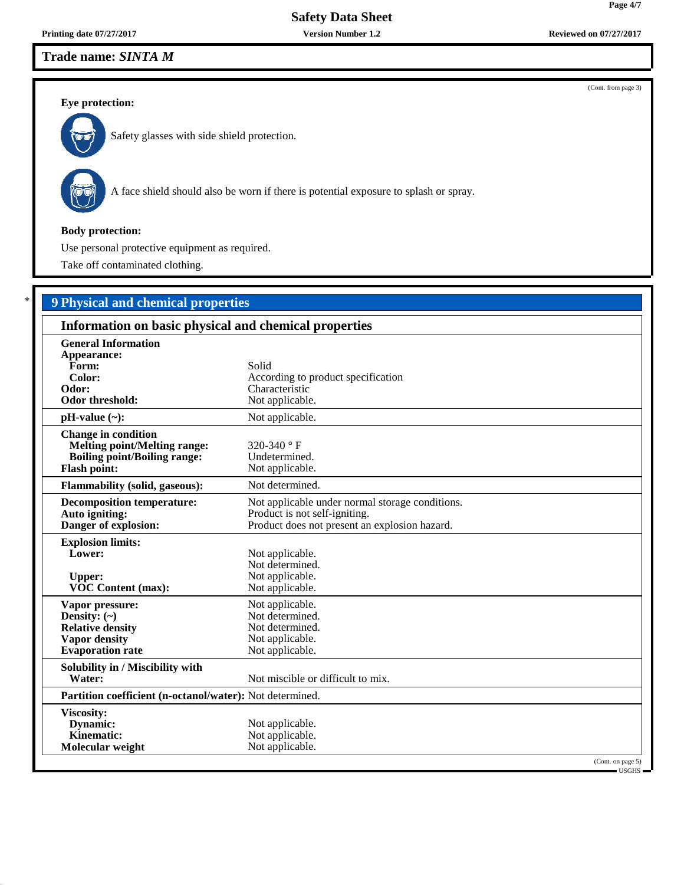Trade name: *SINTA M*

(Cont. from page 3)

**Eye protection:**

Safety glasses with side shield protection.

A face shield should also be worn if there is potential exposure to splash or spray.

**Body protection:**

Use personal protective equipment as required.

Take off contaminated clothing.

## * 9 Physical and chemical properties

### Information on basic physical and chemical properties

| | |
|---|---|
| **General Information** | |
| **Appearance:** | |
| **Form:** | Solid |
| **Color:** | According to product specification |
| **Odor:** | Characteristic |
| **Odor threshold:** | Not applicable. |
| **pH-value (~):** | Not applicable. |
| **Change in condition** | |
| **Melting point/Melting range:** | 320-340 ° F |
| **Boiling point/Boiling range:** | Undetermined. |
| **Flash point:** | Not applicable. |
| **Flammability (solid, gaseous):** | Not determined. |
| **Decomposition temperature:** | Not applicable under normal storage conditions. |
| **Auto igniting:** | Product is not self-igniting. |
| **Danger of explosion:** | Product does not present an explosion hazard. |
| **Explosion limits:** | |
| **Lower:** | Not applicable. |
| | Not determined. |
| **Upper:** | Not applicable. |
| **VOC Content (max):** | Not applicable. |
| **Vapor pressure:** | Not applicable. |
| **Density: (~)** | Not determined. |
| **Relative density** | Not determined. |
| **Vapor density** | Not applicable. |
| **Evaporation rate** | Not applicable. |
| **Solubility in / Miscibility with** | |
| **Water:** | Not miscible or difficult to mix. |
| **Partition coefficient (n-octanol/water):** | Not determined. |
| **Viscosity:** | |
| **Dynamic:** | Not applicable. |
| **Kinematic:** | Not applicable. |
| **Molecular weight** | Not applicable. |

(Cont. on page 5)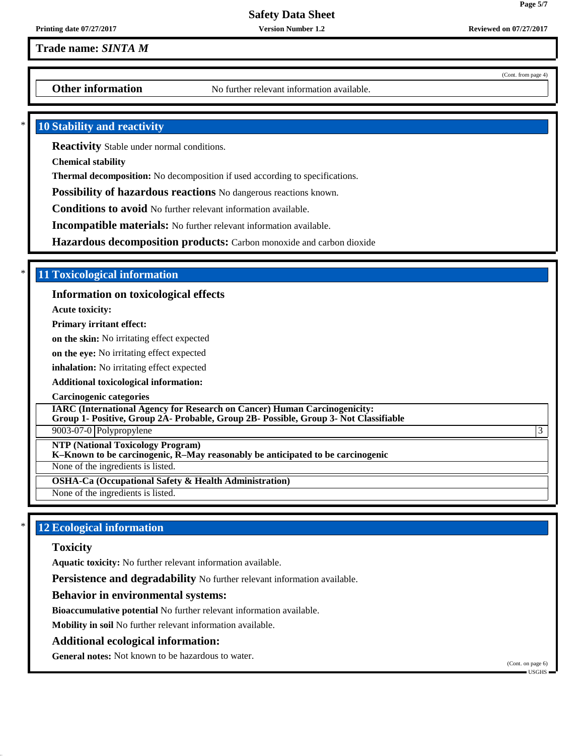**Trade name:** ***SINTA M***

(Cont. from page 4)

**Other information** No further relevant information available.

## * 10 Stability and reactivity

**Reactivity** Stable under normal conditions.

**Chemical stability**

**Thermal decomposition:** No decomposition if used according to specifications.

**Possibility of hazardous reactions** No dangerous reactions known.

**Conditions to avoid** No further relevant information available.

**Incompatible materials:** No further relevant information available.

**Hazardous decomposition products:** Carbon monoxide and carbon dioxide

## * 11 Toxicological information

### Information on toxicological effects

**Acute toxicity:**

**Primary irritant effect:**

**on the skin:** No irritating effect expected

**on the eye:** No irritating effect expected

**inhalation:** No irritating effect expected

**Additional toxicological information:**

**Carcinogenic categories**

**IARC (International Agency for Research on Cancer) Human Carcinogenicity:**
**Group 1- Positive, Group 2A- Probable, Group 2B- Possible, Group 3- Not Classifiable**

| 9003-07-0 | Polypropylene | 3 |
|---|---|---|

**NTP (National Toxicology Program)**
**K–Known to be carcinogenic, R–May reasonably be anticipated to be carcinogenic**

None of the ingredients is listed.

**OSHA-Ca (Occupational Safety & Health Administration)**

None of the ingredients is listed.

## * 12 Ecological information

### Toxicity

**Aquatic toxicity:** No further relevant information available.

**Persistence and degradability** No further relevant information available.

### Behavior in environmental systems:

**Bioaccumulative potential** No further relevant information available.

**Mobility in soil** No further relevant information available.

### Additional ecological information:

**General notes:** Not known to be hazardous to water.

(Cont. on page 6)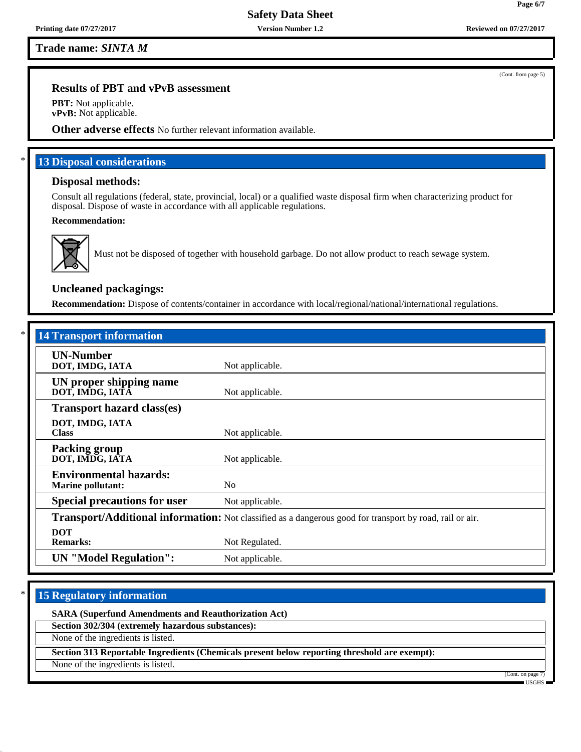**Trade name: *SINTA M***

(Cont. from page 5)

### Results of PBT and vPvB assessment

**PBT:** Not applicable.
**vPvB:** Not applicable.

**Other adverse effects** No further relevant information available.

## * 13 Disposal considerations

### Disposal methods:

Consult all regulations (federal, state, provincial, local) or a qualified waste disposal firm when characterizing product for disposal. Dispose of waste in accordance with all applicable regulations.

**Recommendation:**

Must not be disposed of together with household garbage. Do not allow product to reach sewage system.

### Uncleaned packagings:

**Recommendation:** Dispose of contents/container in accordance with local/regional/national/international regulations.

## * 14 Transport information

| | |
|---|---|
| **UN-Number**<br>**DOT, IMDG, IATA** | Not applicable. |
| **UN proper shipping name**<br>**DOT, IMDG, IATA** | Not applicable. |
| **Transport hazard class(es)**<br>**DOT, IMDG, IATA**<br>**Class** | Not applicable. |
| **Packing group**<br>**DOT, IMDG, IATA** | Not applicable. |
| **Environmental hazards:**<br>**Marine pollutant:** | No |
| **Special precautions for user** | Not applicable. |
| **Transport/Additional information:** | Not classified as a dangerous good for transport by road, rail or air. |
| **DOT**<br>**Remarks:** | Not Regulated. |
| **UN "Model Regulation":** | Not applicable. |

## * 15 Regulatory information

**SARA (Superfund Amendments and Reauthorization Act)**

**Section 302/304 (extremely hazardous substances):**

None of the ingredients is listed.

**Section 313 Reportable Ingredients (Chemicals present below reporting threshold are exempt):**

None of the ingredients is listed.

(Cont. on page 7)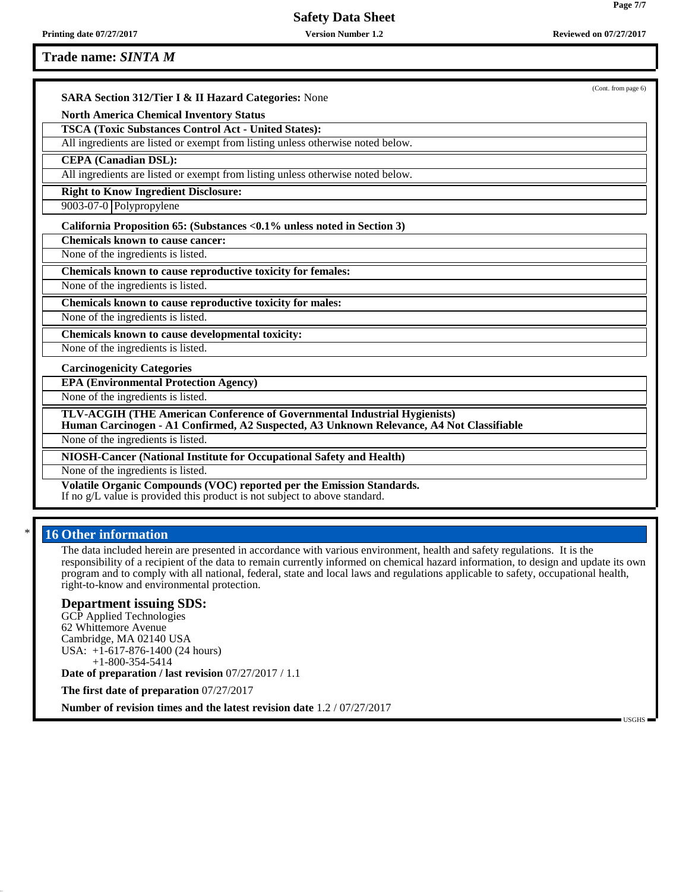**Trade name:** ***SINTA M***

(Cont. from page 6)

**SARA Section 312/Tier I & II Hazard Categories:** None

**North America Chemical Inventory Status**

**TSCA (Toxic Substances Control Act - United States):**

All ingredients are listed or exempt from listing unless otherwise noted below.

**CEPA (Canadian DSL):**

All ingredients are listed or exempt from listing unless otherwise noted below.

**Right to Know Ingredient Disclosure:**

| | |
|---|---|
| 9003-07-0 | Polypropylene |

**California Proposition 65: (Substances <0.1% unless noted in Section 3)**

**Chemicals known to cause cancer:**

None of the ingredients is listed.

**Chemicals known to cause reproductive toxicity for females:**

None of the ingredients is listed.

**Chemicals known to cause reproductive toxicity for males:**

None of the ingredients is listed.

**Chemicals known to cause developmental toxicity:**

None of the ingredients is listed.

**Carcinogenicity Categories**

**EPA (Environmental Protection Agency)**

None of the ingredients is listed.

**TLV-ACGIH (THE American Conference of Governmental Industrial Hygienists)**
**Human Carcinogen - A1 Confirmed, A2 Suspected, A3 Unknown Relevance, A4 Not Classifiable**

None of the ingredients is listed.

**NIOSH-Cancer (National Institute for Occupational Safety and Health)**

None of the ingredients is listed.

**Volatile Organic Compounds (VOC) reported per the Emission Standards.**
If no g/L value is provided this product is not subject to above standard.

## * 16 Other information

The data included herein are presented in accordance with various environment, health and safety regulations. It is the responsibility of a recipient of the data to remain currently informed on chemical hazard information, to design and update its own program and to comply with all national, federal, state and local laws and regulations applicable to safety, occupational health, right-to-know and environmental protection.

### Department issuing SDS:

GCP Applied Technologies
62 Whittemore Avenue
Cambridge, MA 02140 USA
USA: +1-617-876-1400 (24 hours)
+1-800-354-5414

**Date of preparation / last revision** 07/27/2017 / 1.1

**The first date of preparation** 07/27/2017

**Number of revision times and the latest revision date** 1.2 / 07/27/2017